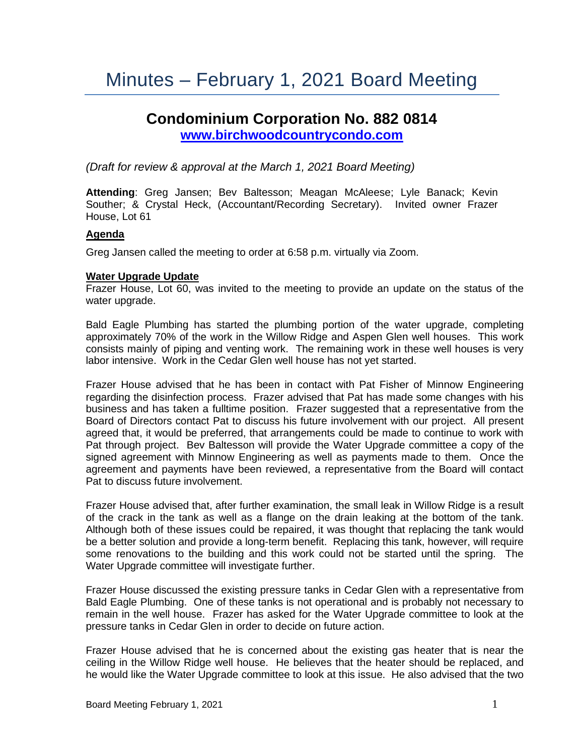# Minutes – February 1, 2021 Board Meeting

## Condominium Corporation No. 882 0814

**[www.birchwoodcountrycondo.com](http://www.birchwoodcountrycondo.com)**

*(Draft for review & approval at the March 1, 2021 Board Meeting)*

**Attending**: Greg Jansen; Bev Baltesson; Meagan McAleese; Lyle Banack; Kevin Souther; & Crystal Heck, (Accountant/Recording Secretary). Invited owner Frazer House, Lot 61

### Agenda

Greg Jansen called the meeting to order at 6:58 p.m. virtually via Zoom.

### Water Upgrade Update

Frazer House, Lot 60, was invited to the meeting to provide an update on the status of the water upgrade.

Bald Eagle Plumbing has started the plumbing portion of the water upgrade, completing approximately 70% of the work in the Willow Ridge and Aspen Glen well houses. This work consists mainly of piping and venting work. The remaining work in these well houses is very labor intensive. Work in the Cedar Glen well house has not yet started.

Frazer House advised that he has been in contact with Pat Fisher of Minnow Engineering regarding the disinfection process. Frazer advised that Pat has made some changes with his business and has taken a fulltime position. Frazer suggested that a representative from the Board of Directors contact Pat to discuss his future involvement with our project. All present agreed that, it would be preferred, that arrangements could be made to continue to work with Pat through project. Bev Baltesson will provide the Water Upgrade committee a copy of the signed agreement with Minnow Engineering as well as payments made to them. Once the agreement and payments have been reviewed, a representative from the Board will contact Pat to discuss future involvement.

Frazer House advised that, after further examination, the small leak in Willow Ridge is a result of the crack in the tank as well as a flange on the drain leaking at the bottom of the tank. Although both of these issues could be repaired, it was thought that replacing the tank would be a better solution and provide a long-term benefit. Replacing this tank, however, will require some renovations to the building and this work could not be started until the spring. The Water Upgrade committee will investigate further.

Frazer House discussed the existing pressure tanks in Cedar Glen with a representative from Bald Eagle Plumbing. One of these tanks is not operational and is probably not necessary to remain in the well house. Frazer has asked for the Water Upgrade committee to look at the pressure tanks in Cedar Glen in order to decide on future action.

Frazer House advised that he is concerned about the existing gas heater that is near the ceiling in the Willow Ridge well house. He believes that the heater should be replaced, and he would like the Water Upgrade committee to look at this issue. He also advised that the two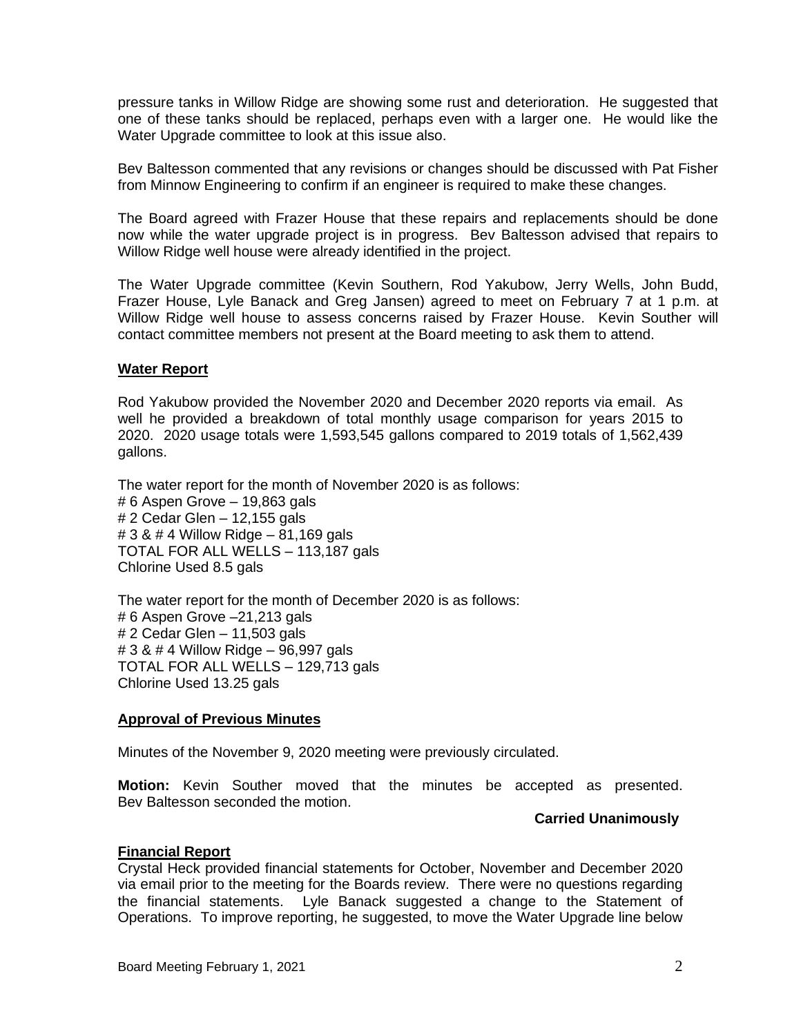pressure tanks in Willow Ridge are showing some rust and deterioration. He suggested that one of these tanks should be replaced, perhaps even with a larger one. He would like the Water Upgrade committee to look at this issue also.

Bev Baltesson commented that any revisions or changes should be discussed with Pat Fisher from Minnow Engineering to confirm if an engineer is required to make these changes.

The Board agreed with Frazer House that these repairs and replacements should be done now while the water upgrade project is in progress. Bev Baltesson advised that repairs to Willow Ridge well house were already identified in the project.

The Water Upgrade committee (Kevin Southern, Rod Yakubow, Jerry Wells, John Budd, Frazer House, Lyle Banack and Greg Jansen) agreed to meet on February 7 at 1 p.m. at Willow Ridge well house to assess concerns raised by Frazer House. Kevin Souther will contact committee members not present at the Board meeting to ask them to attend.

**Water Report**

Rod Yakubow provided the November 2020 and December 2020 reports via email. As well he provided a breakdown of total monthly usage comparison for years 2015 to 2020. 2020 usage totals were 1,593,545 gallons compared to 2019 totals of 1,562,439 gallons.

The water report for the month of November 2020 is as follows:
# 6 Aspen Grove – 19,863 gals
# 2 Cedar Glen – 12,155 gals
# 3 & # 4 Willow Ridge – 81,169 gals
TOTAL FOR ALL WELLS – 113,187 gals
Chlorine Used 8.5 gals

The water report for the month of December 2020 is as follows:
# 6 Aspen Grove –21,213 gals
# 2 Cedar Glen – 11,503 gals
# 3 & # 4 Willow Ridge – 96,997 gals
TOTAL FOR ALL WELLS – 129,713 gals
Chlorine Used 13.25 gals

**Approval of Previous Minutes**

Minutes of the November 9, 2020 meeting were previously circulated.

**Motion:** Kevin Souther moved that the minutes be accepted as presented. Bev Baltesson seconded the motion.

**Carried Unanimously**

**Financial Report**

Crystal Heck provided financial statements for October, November and December 2020 via email prior to the meeting for the Boards review. There were no questions regarding the financial statements. Lyle Banack suggested a change to the Statement of Operations. To improve reporting, he suggested, to move the Water Upgrade line below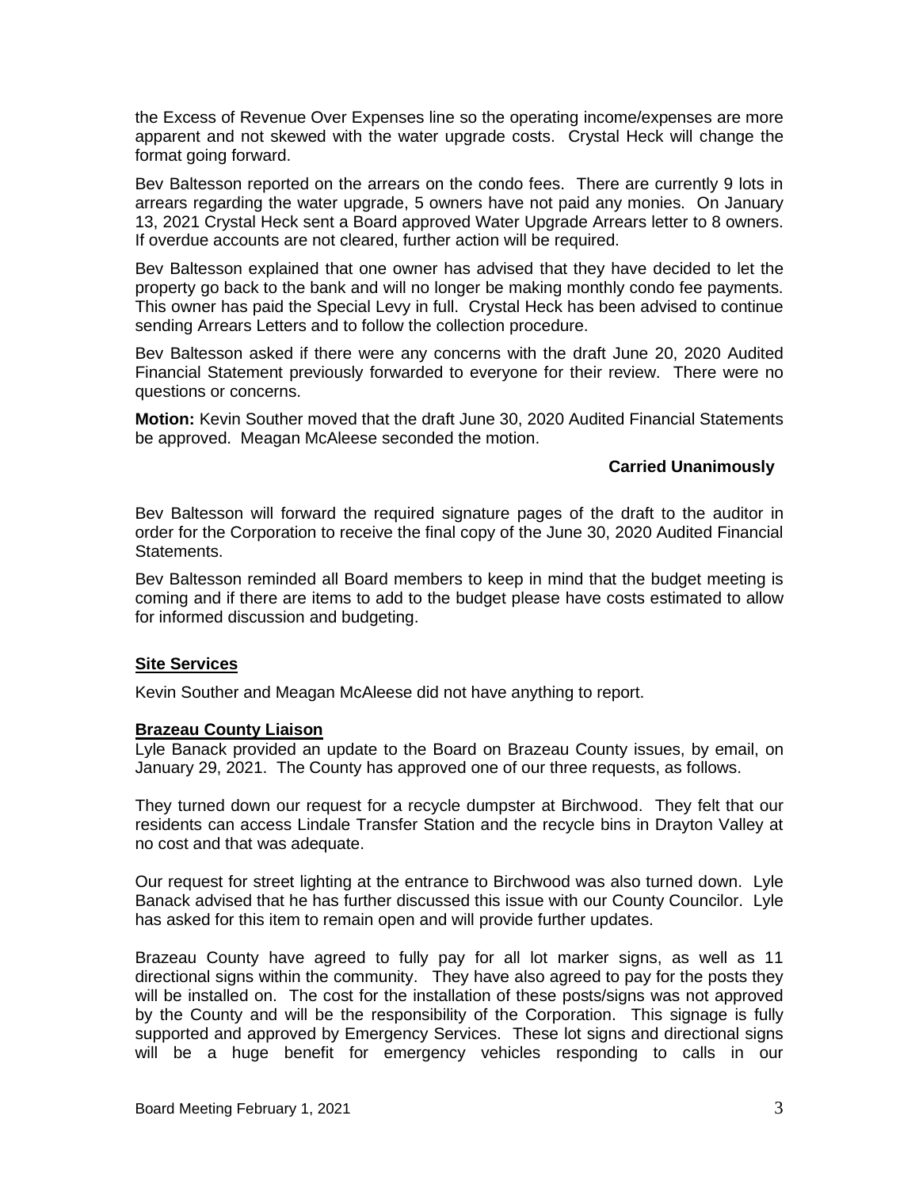the Excess of Revenue Over Expenses line so the operating income/expenses are more apparent and not skewed with the water upgrade costs. Crystal Heck will change the format going forward.

Bev Baltesson reported on the arrears on the condo fees. There are currently 9 lots in arrears regarding the water upgrade, 5 owners have not paid any monies. On January 13, 2021 Crystal Heck sent a Board approved Water Upgrade Arrears letter to 8 owners. If overdue accounts are not cleared, further action will be required.

Bev Baltesson explained that one owner has advised that they have decided to let the property go back to the bank and will no longer be making monthly condo fee payments. This owner has paid the Special Levy in full. Crystal Heck has been advised to continue sending Arrears Letters and to follow the collection procedure.

Bev Baltesson asked if there were any concerns with the draft June 20, 2020 Audited Financial Statement previously forwarded to everyone for their review. There were no questions or concerns.

**Motion:** Kevin Souther moved that the draft June 30, 2020 Audited Financial Statements be approved. Meagan McAleese seconded the motion.

**Carried Unanimously**

Bev Baltesson will forward the required signature pages of the draft to the auditor in order for the Corporation to receive the final copy of the June 30, 2020 Audited Financial Statements.

Bev Baltesson reminded all Board members to keep in mind that the budget meeting is coming and if there are items to add to the budget please have costs estimated to allow for informed discussion and budgeting.

## Site Services

Kevin Souther and Meagan McAleese did not have anything to report.

## Brazeau County Liaison

Lyle Banack provided an update to the Board on Brazeau County issues, by email, on January 29, 2021. The County has approved one of our three requests, as follows.

They turned down our request for a recycle dumpster at Birchwood. They felt that our residents can access Lindale Transfer Station and the recycle bins in Drayton Valley at no cost and that was adequate.

Our request for street lighting at the entrance to Birchwood was also turned down. Lyle Banack advised that he has further discussed this issue with our County Councilor. Lyle has asked for this item to remain open and will provide further updates.

Brazeau County have agreed to fully pay for all lot marker signs, as well as 11 directional signs within the community. They have also agreed to pay for the posts they will be installed on. The cost for the installation of these posts/signs was not approved by the County and will be the responsibility of the Corporation. This signage is fully supported and approved by Emergency Services. These lot signs and directional signs will be a huge benefit for emergency vehicles responding to calls in our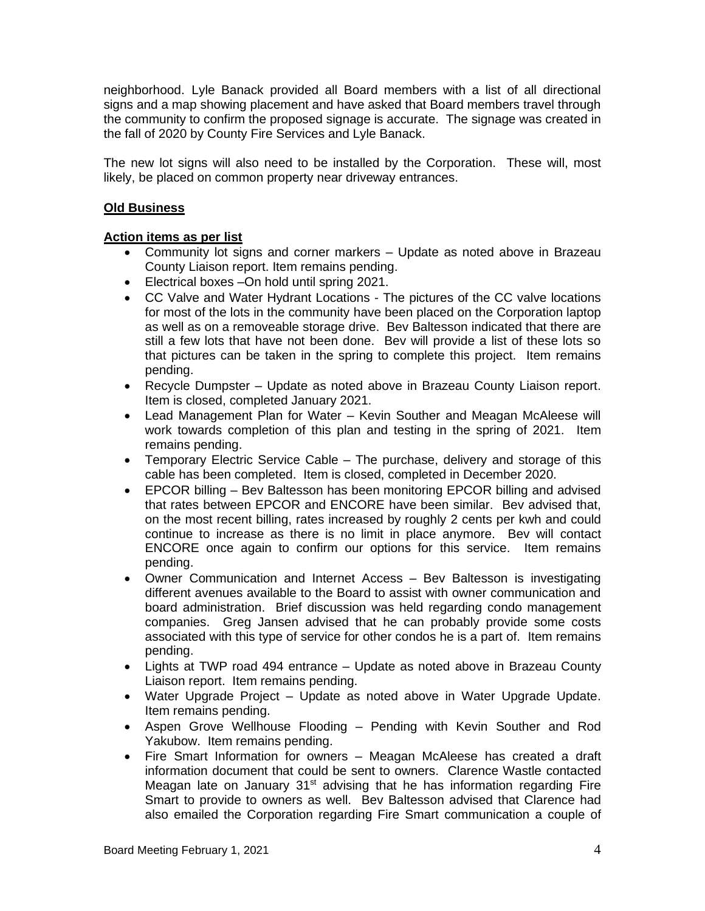neighborhood. Lyle Banack provided all Board members with a list of all directional signs and a map showing placement and have asked that Board members travel through the community to confirm the proposed signage is accurate. The signage was created in the fall of 2020 by County Fire Services and Lyle Banack.

The new lot signs will also need to be installed by the Corporation. These will, most likely, be placed on common property near driveway entrances.

**<u>Old Business</u>**

**<u>Action items as per list</u>**

- Community lot signs and corner markers – Update as noted above in Brazeau County Liaison report. Item remains pending.
- Electrical boxes –On hold until spring 2021.
- CC Valve and Water Hydrant Locations - The pictures of the CC valve locations for most of the lots in the community have been placed on the Corporation laptop as well as on a removeable storage drive. Bev Baltesson indicated that there are still a few lots that have not been done. Bev will provide a list of these lots so that pictures can be taken in the spring to complete this project. Item remains pending.
- Recycle Dumpster – Update as noted above in Brazeau County Liaison report. Item is closed, completed January 2021.
- Lead Management Plan for Water – Kevin Souther and Meagan McAleese will work towards completion of this plan and testing in the spring of 2021. Item remains pending.
- Temporary Electric Service Cable – The purchase, delivery and storage of this cable has been completed. Item is closed, completed in December 2020.
- EPCOR billing – Bev Baltesson has been monitoring EPCOR billing and advised that rates between EPCOR and ENCORE have been similar. Bev advised that, on the most recent billing, rates increased by roughly 2 cents per kwh and could continue to increase as there is no limit in place anymore. Bev will contact ENCORE once again to confirm our options for this service. Item remains pending.
- Owner Communication and Internet Access – Bev Baltesson is investigating different avenues available to the Board to assist with owner communication and board administration. Brief discussion was held regarding condo management companies. Greg Jansen advised that he can probably provide some costs associated with this type of service for other condos he is a part of. Item remains pending.
- Lights at TWP road 494 entrance – Update as noted above in Brazeau County Liaison report. Item remains pending.
- Water Upgrade Project – Update as noted above in Water Upgrade Update. Item remains pending.
- Aspen Grove Wellhouse Flooding – Pending with Kevin Souther and Rod Yakubow. Item remains pending.
- Fire Smart Information for owners – Meagan McAleese has created a draft information document that could be sent to owners. Clarence Wastle contacted Meagan late on January 31st advising that he has information regarding Fire Smart to provide to owners as well. Bev Baltesson advised that Clarence had also emailed the Corporation regarding Fire Smart communication a couple of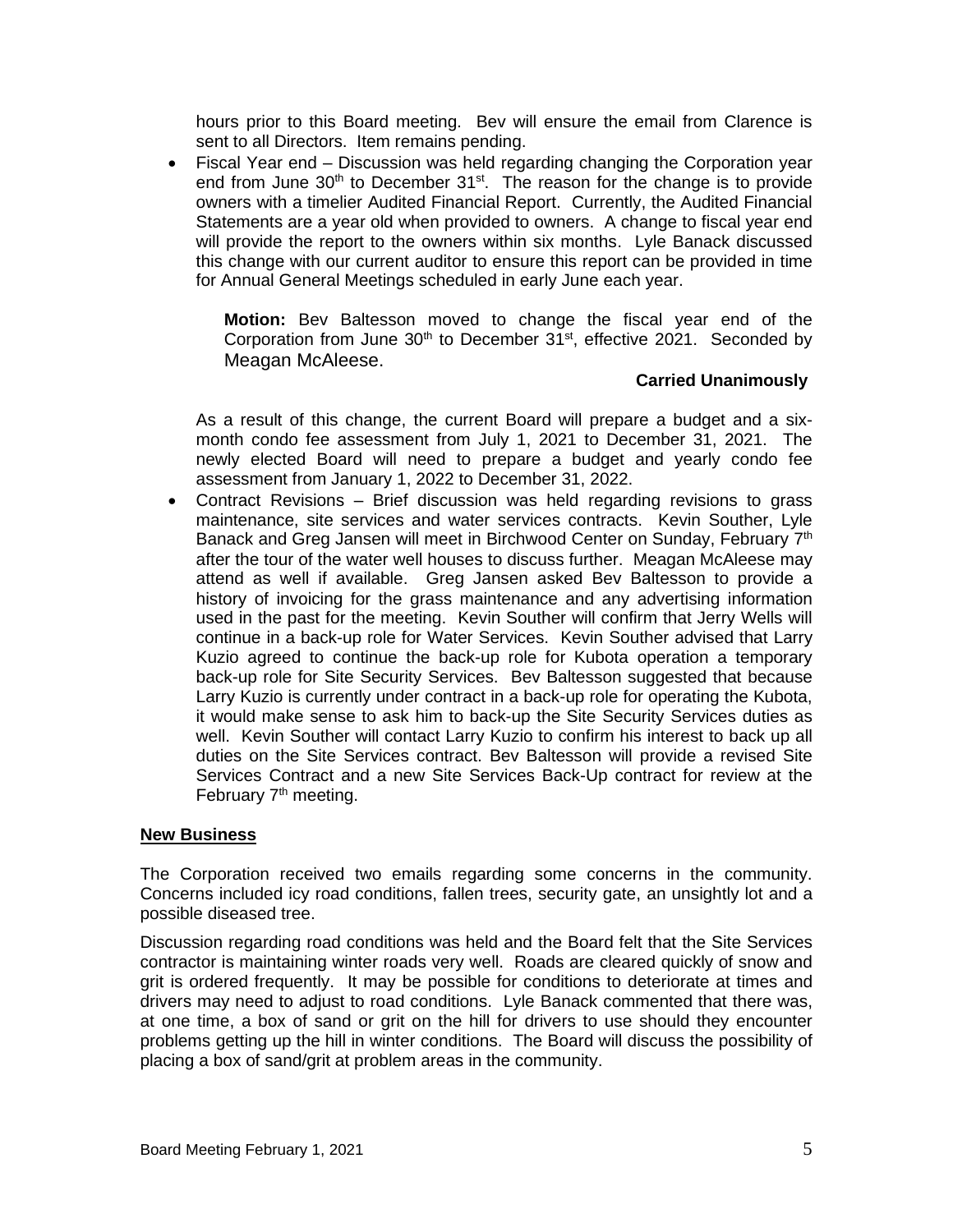hours prior to this Board meeting. Bev will ensure the email from Clarence is sent to all Directors. Item remains pending.

- Fiscal Year end – Discussion was held regarding changing the Corporation year end from June 30th to December 31st. The reason for the change is to provide owners with a timelier Audited Financial Report. Currently, the Audited Financial Statements are a year old when provided to owners. A change to fiscal year end will provide the report to the owners within six months. Lyle Banack discussed this change with our current auditor to ensure this report can be provided in time for Annual General Meetings scheduled in early June each year.

  **Motion:** Bev Baltesson moved to change the fiscal year end of the Corporation from June 30th to December 31st, effective 2021. Seconded by Meagan McAleese.

  **Carried Unanimously**

  As a result of this change, the current Board will prepare a budget and a six-month condo fee assessment from July 1, 2021 to December 31, 2021. The newly elected Board will need to prepare a budget and yearly condo fee assessment from January 1, 2022 to December 31, 2022.

- Contract Revisions – Brief discussion was held regarding revisions to grass maintenance, site services and water services contracts. Kevin Souther, Lyle Banack and Greg Jansen will meet in Birchwood Center on Sunday, February 7th after the tour of the water well houses to discuss further. Meagan McAleese may attend as well if available. Greg Jansen asked Bev Baltesson to provide a history of invoicing for the grass maintenance and any advertising information used in the past for the meeting. Kevin Souther will confirm that Jerry Wells will continue in a back-up role for Water Services. Kevin Souther advised that Larry Kuzio agreed to continue the back-up role for Kubota operation a temporary back-up role for Site Security Services. Bev Baltesson suggested that because Larry Kuzio is currently under contract in a back-up role for operating the Kubota, it would make sense to ask him to back-up the Site Security Services duties as well. Kevin Souther will contact Larry Kuzio to confirm his interest to back up all duties on the Site Services contract. Bev Baltesson will provide a revised Site Services Contract and a new Site Services Back-Up contract for review at the February 7th meeting.

## New Business

The Corporation received two emails regarding some concerns in the community. Concerns included icy road conditions, fallen trees, security gate, an unsightly lot and a possible diseased tree.

Discussion regarding road conditions was held and the Board felt that the Site Services contractor is maintaining winter roads very well. Roads are cleared quickly of snow and grit is ordered frequently. It may be possible for conditions to deteriorate at times and drivers may need to adjust to road conditions. Lyle Banack commented that there was, at one time, a box of sand or grit on the hill for drivers to use should they encounter problems getting up the hill in winter conditions. The Board will discuss the possibility of placing a box of sand/grit at problem areas in the community.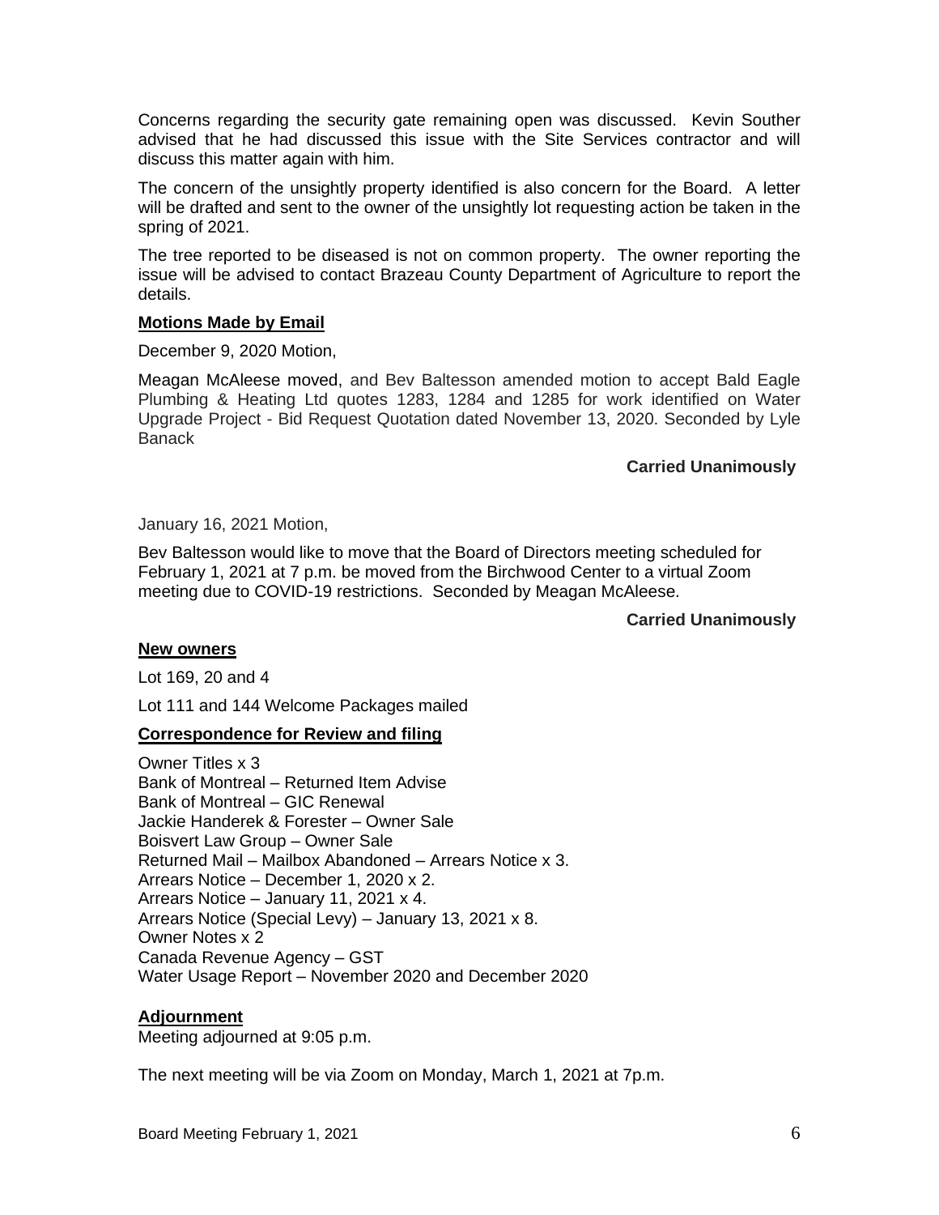Concerns regarding the security gate remaining open was discussed. Kevin Souther advised that he had discussed this issue with the Site Services contractor and will discuss this matter again with him.

The concern of the unsightly property identified is also concern for the Board. A letter will be drafted and sent to the owner of the unsightly lot requesting action be taken in the spring of 2021.

The tree reported to be diseased is not on common property. The owner reporting the issue will be advised to contact Brazeau County Department of Agriculture to report the details.

**Motions Made by Email**

December 9, 2020 Motion,

Meagan McAleese moved, and Bev Baltesson amended motion to accept Bald Eagle Plumbing & Heating Ltd quotes 1283, 1284 and 1285 for work identified on Water Upgrade Project - Bid Request Quotation dated November 13, 2020. Seconded by Lyle Banack

**Carried Unanimously**

January 16, 2021 Motion,

Bev Baltesson would like to move that the Board of Directors meeting scheduled for February 1, 2021 at 7 p.m. be moved from the Birchwood Center to a virtual Zoom meeting due to COVID-19 restrictions. Seconded by Meagan McAleese.

**Carried Unanimously**

**New owners**

Lot 169, 20 and 4

Lot 111 and 144 Welcome Packages mailed

**Correspondence for Review and filing**

Owner Titles x 3
Bank of Montreal – Returned Item Advise
Bank of Montreal – GIC Renewal
Jackie Handerek & Forester – Owner Sale
Boisvert Law Group – Owner Sale
Returned Mail – Mailbox Abandoned – Arrears Notice x 3.
Arrears Notice – December 1, 2020 x 2.
Arrears Notice – January 11, 2021 x 4.
Arrears Notice (Special Levy) – January 13, 2021 x 8.
Owner Notes x 2
Canada Revenue Agency – GST
Water Usage Report – November 2020 and December 2020

**Adjournment**

Meeting adjourned at 9:05 p.m.

The next meeting will be via Zoom on Monday, March 1, 2021 at 7p.m.